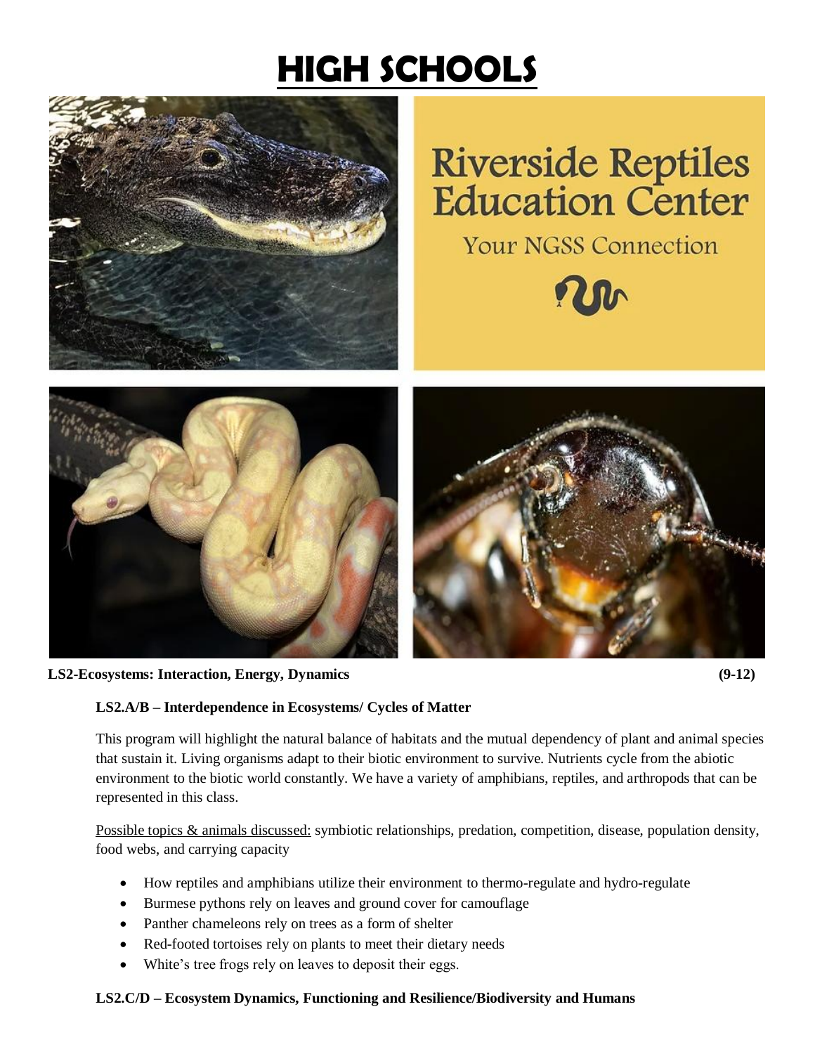# HIGH SCHOOLS

Riverside Reptiles Education Center

Your NGSS Connection

**LS2-Ecosystems: Interaction, Energy, Dynamics** **(9-12)**

**LS2.A/B – Interdependence in Ecosystems/ Cycles of Matter**

This program will highlight the natural balance of habitats and the mutual dependency of plant and animal species that sustain it. Living organisms adapt to their biotic environment to survive. Nutrients cycle from the abiotic environment to the biotic world constantly. We have a variety of amphibians, reptiles, and arthropods that can be represented in this class.

Possible topics & animals discussed: symbiotic relationships, predation, competition, disease, population density, food webs, and carrying capacity

- How reptiles and amphibians utilize their environment to thermo-regulate and hydro-regulate
- Burmese pythons rely on leaves and ground cover for camouflage
- Panther chameleons rely on trees as a form of shelter
- Red-footed tortoises rely on plants to meet their dietary needs
- White's tree frogs rely on leaves to deposit their eggs.

**LS2.C/D – Ecosystem Dynamics, Functioning and Resilience/Biodiversity and Humans**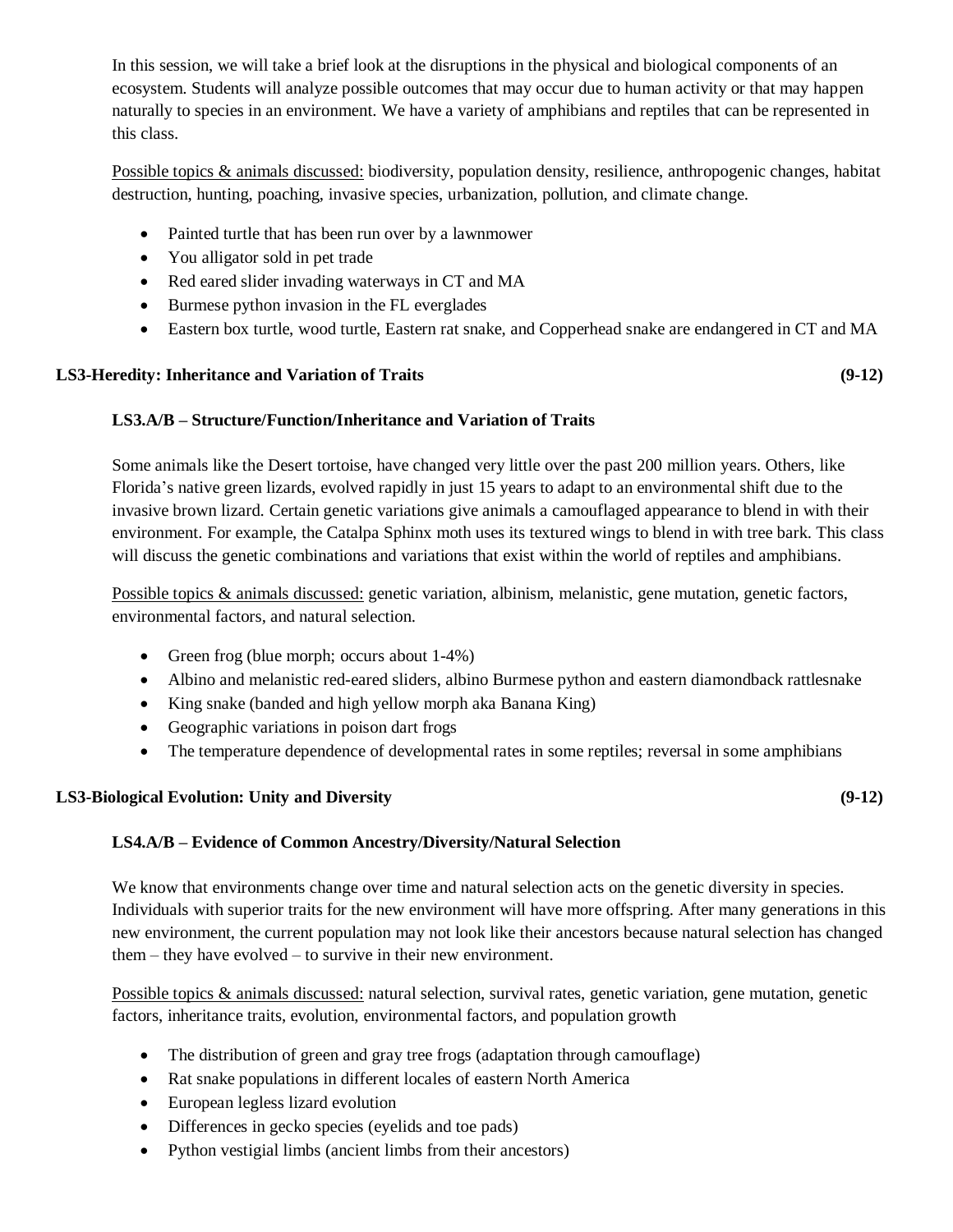In this session, we will take a brief look at the disruptions in the physical and biological components of an ecosystem. Students will analyze possible outcomes that may occur due to human activity or that may happen naturally to species in an environment. We have a variety of amphibians and reptiles that can be represented in this class.

Possible topics & animals discussed: biodiversity, population density, resilience, anthropogenic changes, habitat destruction, hunting, poaching, invasive species, urbanization, pollution, and climate change.

- Painted turtle that has been run over by a lawnmower
- You alligator sold in pet trade
- Red eared slider invading waterways in CT and MA
- Burmese python invasion in the FL everglades
- Eastern box turtle, wood turtle, Eastern rat snake, and Copperhead snake are endangered in CT and MA

**LS3-Heredity: Inheritance and Variation of Traits (9-12)**

**LS3.A/B – Structure/Function/Inheritance and Variation of Traits**

Some animals like the Desert tortoise, have changed very little over the past 200 million years. Others, like Florida's native green lizards, evolved rapidly in just 15 years to adapt to an environmental shift due to the invasive brown lizard. Certain genetic variations give animals a camouflaged appearance to blend in with their environment. For example, the Catalpa Sphinx moth uses its textured wings to blend in with tree bark. This class will discuss the genetic combinations and variations that exist within the world of reptiles and amphibians.

Possible topics & animals discussed: genetic variation, albinism, melanistic, gene mutation, genetic factors, environmental factors, and natural selection.

- Green frog (blue morph; occurs about 1-4%)
- Albino and melanistic red-eared sliders, albino Burmese python and eastern diamondback rattlesnake
- King snake (banded and high yellow morph aka Banana King)
- Geographic variations in poison dart frogs
- The temperature dependence of developmental rates in some reptiles; reversal in some amphibians

**LS3-Biological Evolution: Unity and Diversity (9-12)**

**LS4.A/B – Evidence of Common Ancestry/Diversity/Natural Selection**

We know that environments change over time and natural selection acts on the genetic diversity in species. Individuals with superior traits for the new environment will have more offspring. After many generations in this new environment, the current population may not look like their ancestors because natural selection has changed them – they have evolved – to survive in their new environment.

Possible topics & animals discussed: natural selection, survival rates, genetic variation, gene mutation, genetic factors, inheritance traits, evolution, environmental factors, and population growth

- The distribution of green and gray tree frogs (adaptation through camouflage)
- Rat snake populations in different locales of eastern North America
- European legless lizard evolution
- Differences in gecko species (eyelids and toe pads)
- Python vestigial limbs (ancient limbs from their ancestors)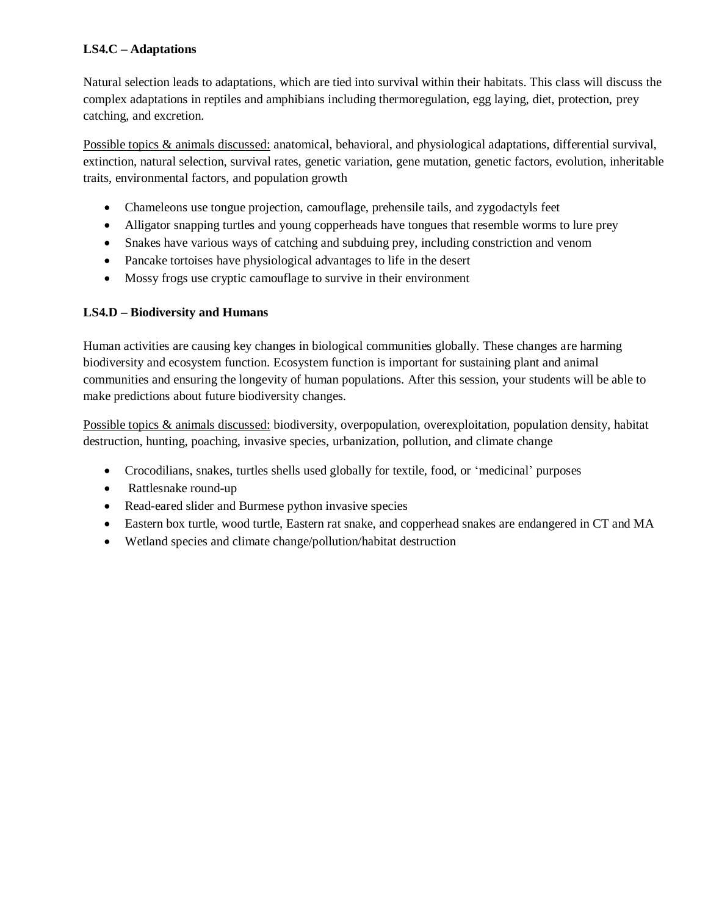**LS4.C – Adaptations**

Natural selection leads to adaptations, which are tied into survival within their habitats. This class will discuss the complex adaptations in reptiles and amphibians including thermoregulation, egg laying, diet, protection, prey catching, and excretion.

Possible topics & animals discussed: anatomical, behavioral, and physiological adaptations, differential survival, extinction, natural selection, survival rates, genetic variation, gene mutation, genetic factors, evolution, inheritable traits, environmental factors, and population growth

- Chameleons use tongue projection, camouflage, prehensile tails, and zygodactyls feet
- Alligator snapping turtles and young copperheads have tongues that resemble worms to lure prey
- Snakes have various ways of catching and subduing prey, including constriction and venom
- Pancake tortoises have physiological advantages to life in the desert
- Mossy frogs use cryptic camouflage to survive in their environment

**LS4.D – Biodiversity and Humans**

Human activities are causing key changes in biological communities globally. These changes are harming biodiversity and ecosystem function. Ecosystem function is important for sustaining plant and animal communities and ensuring the longevity of human populations. After this session, your students will be able to make predictions about future biodiversity changes.

Possible topics & animals discussed: biodiversity, overpopulation, overexploitation, population density, habitat destruction, hunting, poaching, invasive species, urbanization, pollution, and climate change

- Crocodilians, snakes, turtles shells used globally for textile, food, or 'medicinal' purposes
- Rattlesnake round-up
- Read-eared slider and Burmese python invasive species
- Eastern box turtle, wood turtle, Eastern rat snake, and copperhead snakes are endangered in CT and MA
- Wetland species and climate change/pollution/habitat destruction